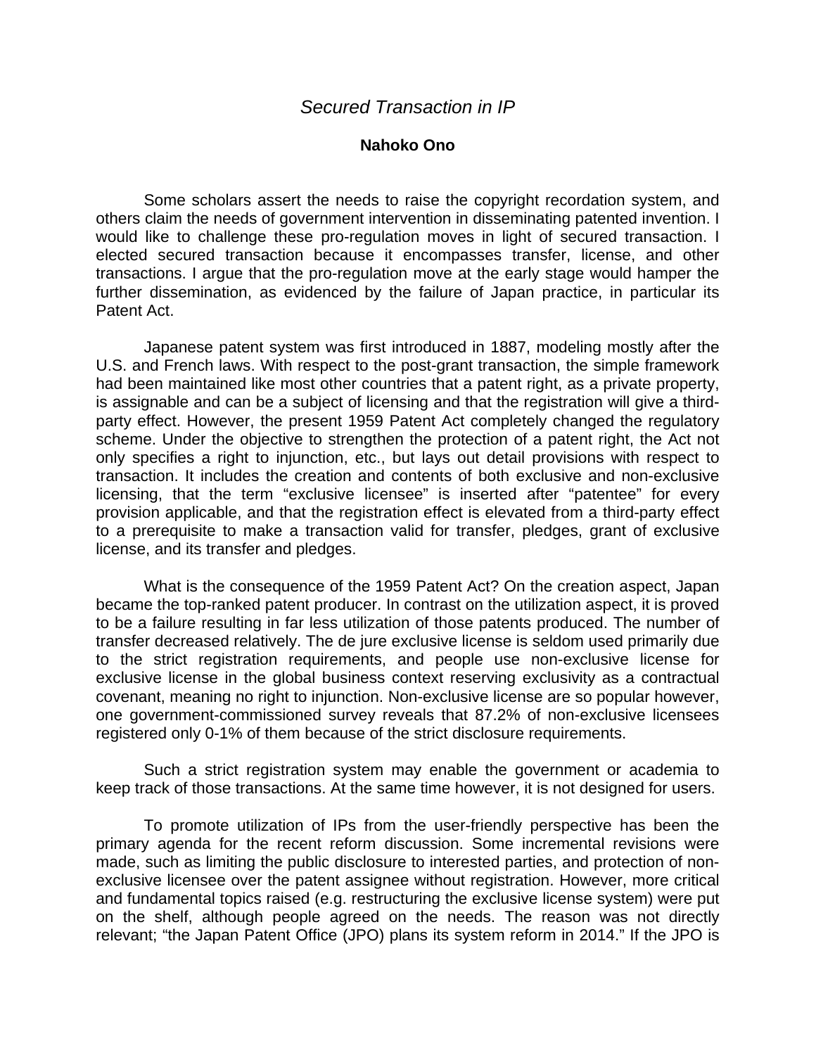# *Secured Transaction in IP*

**Nahoko Ono**

Some scholars assert the needs to raise the copyright recordation system, and others claim the needs of government intervention in disseminating patented invention. I would like to challenge these pro-regulation moves in light of secured transaction. I elected secured transaction because it encompasses transfer, license, and other transactions. I argue that the pro-regulation move at the early stage would hamper the further dissemination, as evidenced by the failure of Japan practice, in particular its Patent Act.

Japanese patent system was first introduced in 1887, modeling mostly after the U.S. and French laws. With respect to the post-grant transaction, the simple framework had been maintained like most other countries that a patent right, as a private property, is assignable and can be a subject of licensing and that the registration will give a third-party effect. However, the present 1959 Patent Act completely changed the regulatory scheme. Under the objective to strengthen the protection of a patent right, the Act not only specifies a right to injunction, etc., but lays out detail provisions with respect to transaction. It includes the creation and contents of both exclusive and non-exclusive licensing, that the term "exclusive licensee" is inserted after "patentee" for every provision applicable, and that the registration effect is elevated from a third-party effect to a prerequisite to make a transaction valid for transfer, pledges, grant of exclusive license, and its transfer and pledges.

What is the consequence of the 1959 Patent Act? On the creation aspect, Japan became the top-ranked patent producer. In contrast on the utilization aspect, it is proved to be a failure resulting in far less utilization of those patents produced. The number of transfer decreased relatively. The de jure exclusive license is seldom used primarily due to the strict registration requirements, and people use non-exclusive license for exclusive license in the global business context reserving exclusivity as a contractual covenant, meaning no right to injunction. Non-exclusive license are so popular however, one government-commissioned survey reveals that 87.2% of non-exclusive licensees registered only 0-1% of them because of the strict disclosure requirements.

Such a strict registration system may enable the government or academia to keep track of those transactions. At the same time however, it is not designed for users.

To promote utilization of IPs from the user-friendly perspective has been the primary agenda for the recent reform discussion. Some incremental revisions were made, such as limiting the public disclosure to interested parties, and protection of non-exclusive licensee over the patent assignee without registration. However, more critical and fundamental topics raised (e.g. restructuring the exclusive license system) were put on the shelf, although people agreed on the needs. The reason was not directly relevant; "the Japan Patent Office (JPO) plans its system reform in 2014." If the JPO is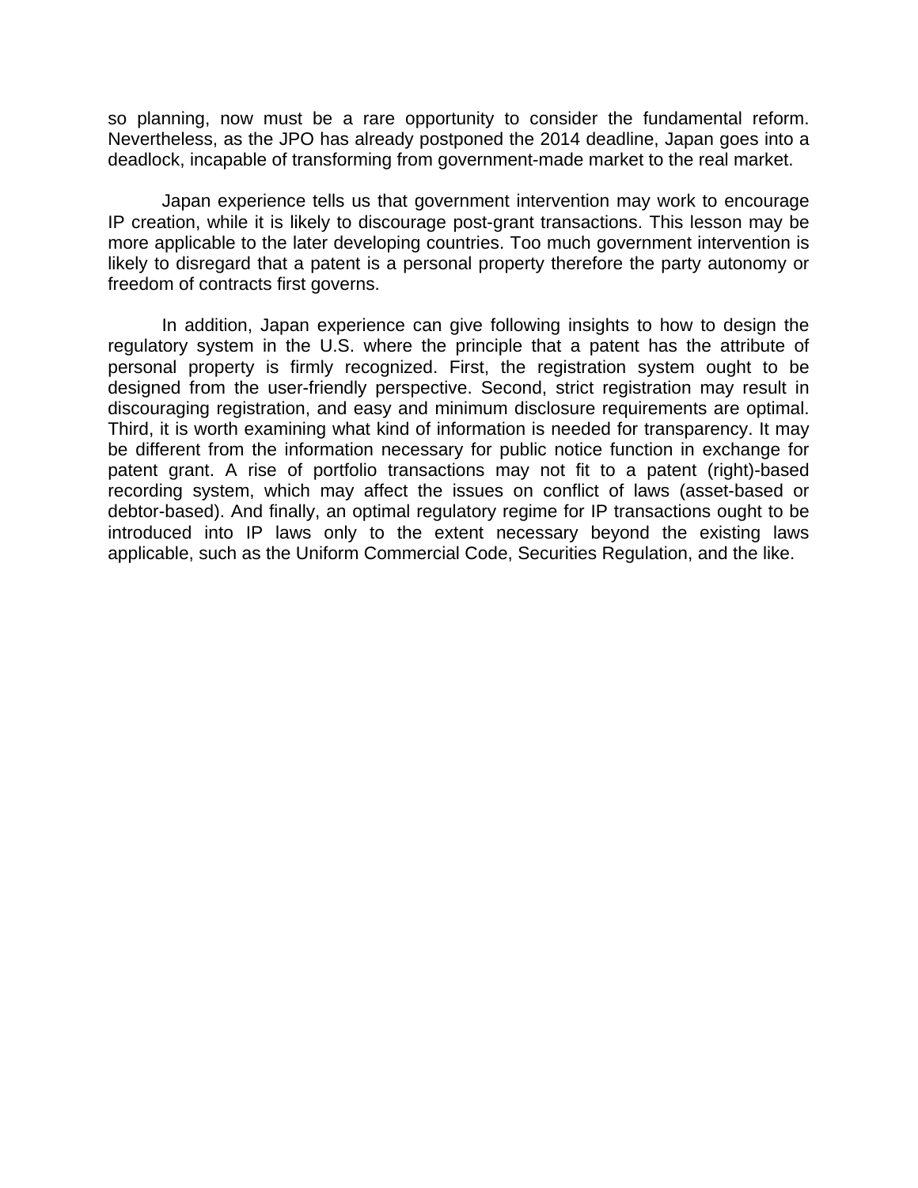so planning, now must be a rare opportunity to consider the fundamental reform. Nevertheless, as the JPO has already postponed the 2014 deadline, Japan goes into a deadlock, incapable of transforming from government-made market to the real market.

Japan experience tells us that government intervention may work to encourage IP creation, while it is likely to discourage post-grant transactions. This lesson may be more applicable to the later developing countries. Too much government intervention is likely to disregard that a patent is a personal property therefore the party autonomy or freedom of contracts first governs.

In addition, Japan experience can give following insights to how to design the regulatory system in the U.S. where the principle that a patent has the attribute of personal property is firmly recognized. First, the registration system ought to be designed from the user-friendly perspective. Second, strict registration may result in discouraging registration, and easy and minimum disclosure requirements are optimal. Third, it is worth examining what kind of information is needed for transparency. It may be different from the information necessary for public notice function in exchange for patent grant. A rise of portfolio transactions may not fit to a patent (right)-based recording system, which may affect the issues on conflict of laws (asset-based or debtor-based). And finally, an optimal regulatory regime for IP transactions ought to be introduced into IP laws only to the extent necessary beyond the existing laws applicable, such as the Uniform Commercial Code, Securities Regulation, and the like.